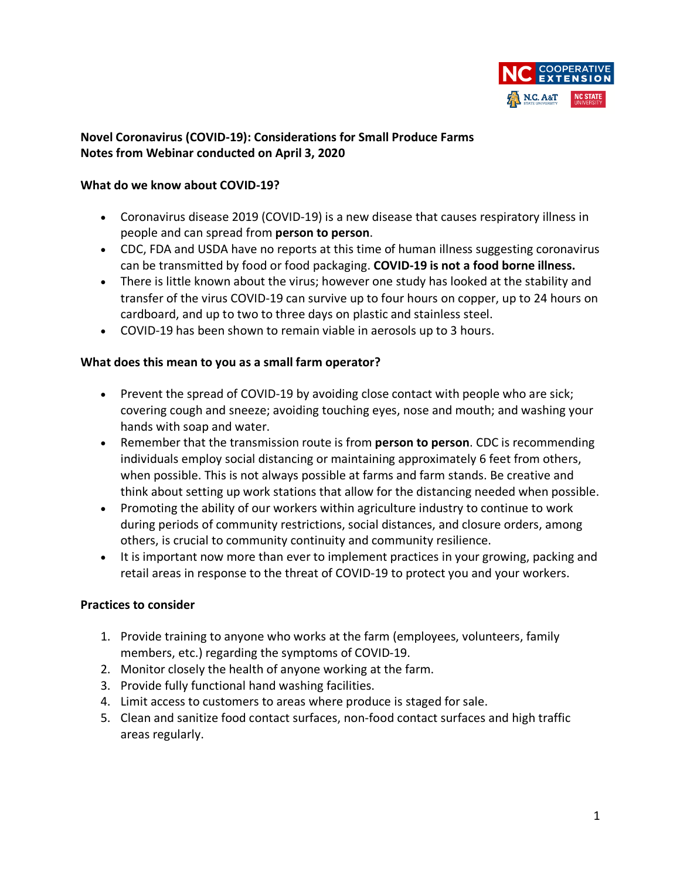**Novel Coronavirus (COVID-19): Considerations for Small Produce Farms**
**Notes from Webinar conducted on April 3, 2020**

## What do we know about COVID-19?

- Coronavirus disease 2019 (COVID-19) is a new disease that causes respiratory illness in people and can spread from **person to person**.
- CDC, FDA and USDA have no reports at this time of human illness suggesting coronavirus can be transmitted by food or food packaging. **COVID-19 is not a food borne illness.**
- There is little known about the virus; however one study has looked at the stability and transfer of the virus COVID-19 can survive up to four hours on copper, up to 24 hours on cardboard, and up to two to three days on plastic and stainless steel.
- COVID-19 has been shown to remain viable in aerosols up to 3 hours.

## What does this mean to you as a small farm operator?

- Prevent the spread of COVID-19 by avoiding close contact with people who are sick; covering cough and sneeze; avoiding touching eyes, nose and mouth; and washing your hands with soap and water.
- Remember that the transmission route is from **person to person**. CDC is recommending individuals employ social distancing or maintaining approximately 6 feet from others, when possible. This is not always possible at farms and farm stands. Be creative and think about setting up work stations that allow for the distancing needed when possible.
- Promoting the ability of our workers within agriculture industry to continue to work during periods of community restrictions, social distances, and closure orders, among others, is crucial to community continuity and community resilience.
- It is important now more than ever to implement practices in your growing, packing and retail areas in response to the threat of COVID-19 to protect you and your workers.

## Practices to consider

1. Provide training to anyone who works at the farm (employees, volunteers, family members, etc.) regarding the symptoms of COVID-19.
2. Monitor closely the health of anyone working at the farm.
3. Provide fully functional hand washing facilities.
4. Limit access to customers to areas where produce is staged for sale.
5. Clean and sanitize food contact surfaces, non-food contact surfaces and high traffic areas regularly.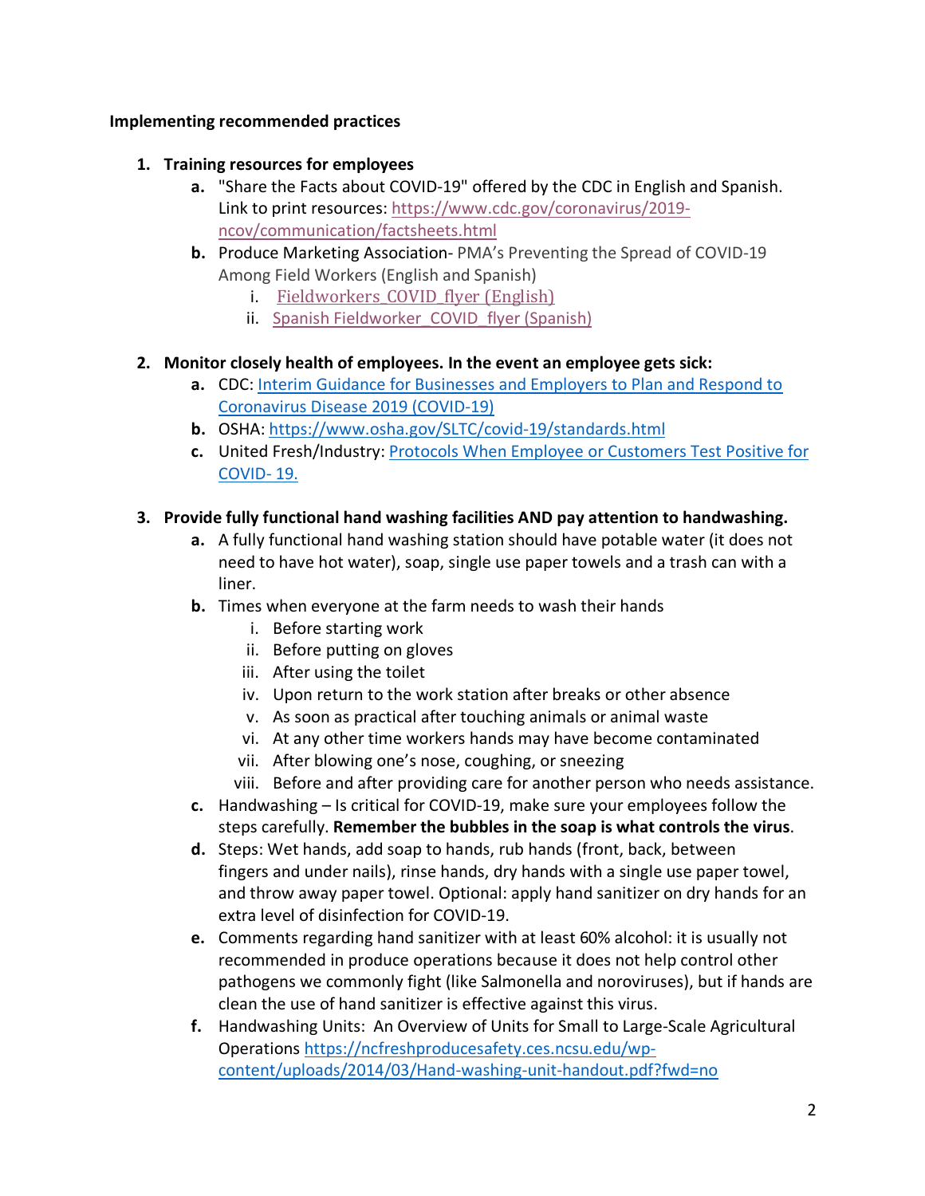**Implementing recommended practices**

1. **Training resources for employees**
   a. "Share the Facts about COVID-19" offered by the CDC in English and Spanish. Link to print resources: https://www.cdc.gov/coronavirus/2019-ncov/communication/factsheets.html
   b. Produce Marketing Association- PMA's Preventing the Spread of COVID-19 Among Field Workers (English and Spanish)
      i. Fieldworkers_COVID_flyer (English)
      ii. Spanish Fieldworker_COVID_flyer (Spanish)

2. **Monitor closely health of employees. In the event an employee gets sick:**
   a. CDC: Interim Guidance for Businesses and Employers to Plan and Respond to Coronavirus Disease 2019 (COVID-19)
   b. OSHA: https://www.osha.gov/SLTC/covid-19/standards.html
   c. United Fresh/Industry: Protocols When Employee or Customers Test Positive for COVID- 19.

3. **Provide fully functional hand washing facilities AND pay attention to handwashing.**
   a. A fully functional hand washing station should have potable water (it does not need to have hot water), soap, single use paper towels and a trash can with a liner.
   b. Times when everyone at the farm needs to wash their hands
      i. Before starting work
      ii. Before putting on gloves
      iii. After using the toilet
      iv. Upon return to the work station after breaks or other absence
      v. As soon as practical after touching animals or animal waste
      vi. At any other time workers hands may have become contaminated
      vii. After blowing one's nose, coughing, or sneezing
      viii. Before and after providing care for another person who needs assistance.
   c. Handwashing – Is critical for COVID-19, make sure your employees follow the steps carefully. **Remember the bubbles in the soap is what controls the virus**.
   d. Steps: Wet hands, add soap to hands, rub hands (front, back, between fingers and under nails), rinse hands, dry hands with a single use paper towel, and throw away paper towel. Optional: apply hand sanitizer on dry hands for an extra level of disinfection for COVID-19.
   e. Comments regarding hand sanitizer with at least 60% alcohol: it is usually not recommended in produce operations because it does not help control other pathogens we commonly fight (like Salmonella and noroviruses), but if hands are clean the use of hand sanitizer is effective against this virus.
   f. Handwashing Units: An Overview of Units for Small to Large-Scale Agricultural Operations https://ncfreshproducesafety.ces.ncsu.edu/wp-content/uploads/2014/03/Hand-washing-unit-handout.pdf?fwd=no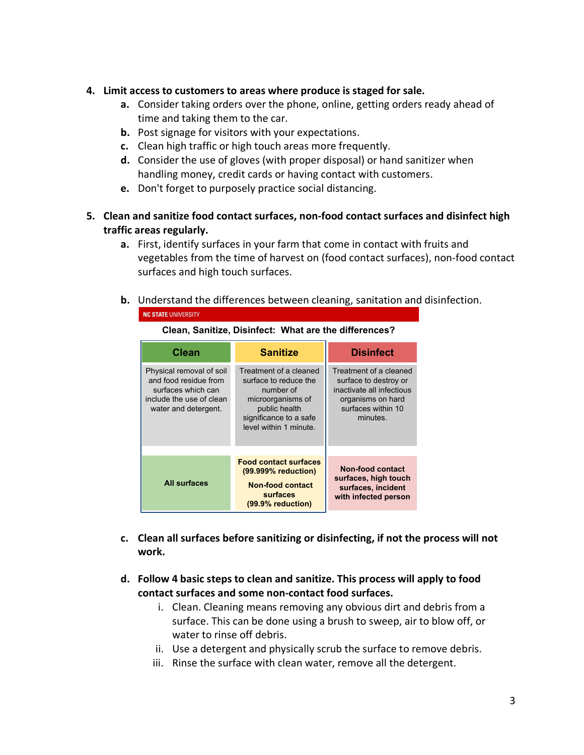4. **Limit access to customers to areas where produce is staged for sale.**
   a. Consider taking orders over the phone, online, getting orders ready ahead of time and taking them to the car.
   b. Post signage for visitors with your expectations.
   c. Clean high traffic or high touch areas more frequently.
   d. Consider the use of gloves (with proper disposal) or hand sanitizer when handling money, credit cards or having contact with customers.
   e. Don't forget to purposely practice social distancing.

5. **Clean and sanitize food contact surfaces, non-food contact surfaces and disinfect high traffic areas regularly.**
   a. First, identify surfaces in your farm that come in contact with fruits and vegetables from the time of harvest on (food contact surfaces), non-food contact surfaces and high touch surfaces.

   b. Understand the differences between cleaning, sanitation and disinfection.

NC STATE UNIVERSITY

**Clean, Sanitize, Disinfect: What are the differences?**

| Clean | Sanitize | Disinfect |
|---|---|---|
| Physical removal of soil and food residue from surfaces which can include the use of clean water and detergent. | Treatment of a cleaned surface to reduce the number of microorganisms of public health significance to a safe level within 1 minute. | Treatment of a cleaned surface to destroy or inactivate all infectious organisms on hard surfaces within 10 minutes. |
| **All surfaces** | **Food contact surfaces (99.999% reduction)** **Non-food contact surfaces (99.9% reduction)** | **Non-food contact surfaces, high touch surfaces, incident with infected person** |

   c. **Clean all surfaces before sanitizing or disinfecting, if not the process will not work.**

   d. **Follow 4 basic steps to clean and sanitize. This process will apply to food contact surfaces and some non-contact food surfaces.**
      i. Clean. Cleaning means removing any obvious dirt and debris from a surface. This can be done using a brush to sweep, air to blow off, or water to rinse off debris.
      ii. Use a detergent and physically scrub the surface to remove debris.
      iii. Rinse the surface with clean water, remove all the detergent.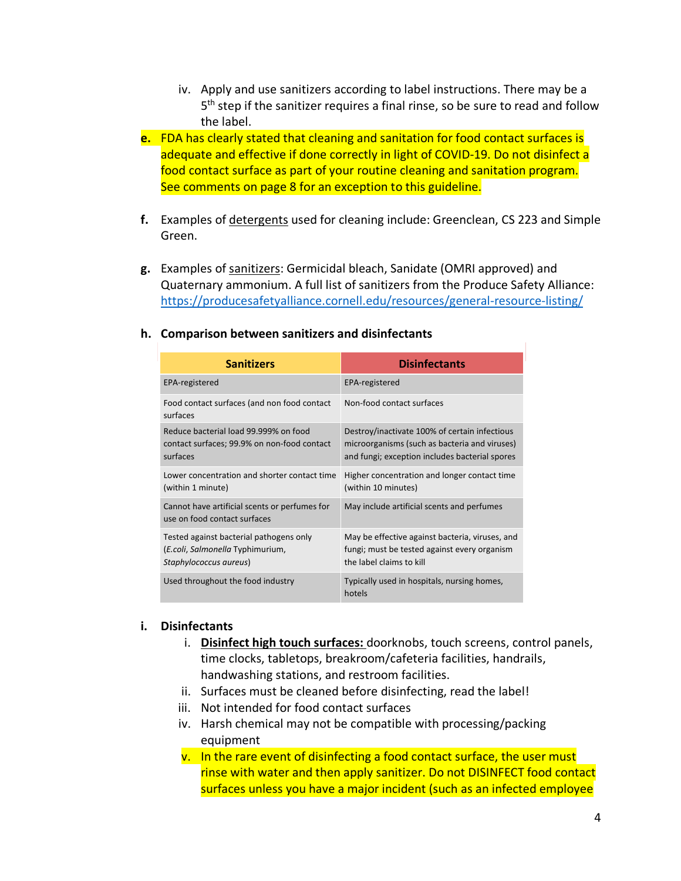iv. Apply and use sanitizers according to label instructions. There may be a 5th step if the sanitizer requires a final rinse, so be sure to read and follow the label.

**e.** FDA has clearly stated that cleaning and sanitation for food contact surfaces is adequate and effective if done correctly in light of COVID-19. Do not disinfect a food contact surface as part of your routine cleaning and sanitation program. See comments on page 8 for an exception to this guideline.

**f.** Examples of <u>detergents</u> used for cleaning include: Greenclean, CS 223 and Simple Green.

**g.** Examples of <u>sanitizers</u>: Germicidal bleach, Sanidate (OMRI approved) and Quaternary ammonium. A full list of sanitizers from the Produce Safety Alliance: https://producesafetyalliance.cornell.edu/resources/general-resource-listing/

**h. Comparison between sanitizers and disinfectants**

| Sanitizers | Disinfectants |
|---|---|
| EPA-registered | EPA-registered |
| Food contact surfaces (and non food contact surfaces | Non-food contact surfaces |
| Reduce bacterial load 99.999% on food contact surfaces; 99.9% on non-food contact surfaces | Destroy/inactivate 100% of certain infectious microorganisms (such as bacteria and viruses) and fungi; exception includes bacterial spores |
| Lower concentration and shorter contact time (within 1 minute) | Higher concentration and longer contact time (within 10 minutes) |
| Cannot have artificial scents or perfumes for use on food contact surfaces | May include artificial scents and perfumes |
| Tested against bacterial pathogens only (*E.coli*, *Salmonella* Typhimurium, *Staphylococcus aureus*) | May be effective against bacteria, viruses, and fungi; must be tested against every organism the label claims to kill |
| Used throughout the food industry | Typically used in hospitals, nursing homes, hotels |

**i. Disinfectants**

   i. <u>**Disinfect high touch surfaces:**</u> doorknobs, touch screens, control panels, time clocks, tabletops, breakroom/cafeteria facilities, handrails, handwashing stations, and restroom facilities.
   ii. Surfaces must be cleaned before disinfecting, read the label!
   iii. Not intended for food contact surfaces
   iv. Harsh chemical may not be compatible with processing/packing equipment
   v. In the rare event of disinfecting a food contact surface, the user must rinse with water and then apply sanitizer. Do not DISINFECT food contact surfaces unless you have a major incident (such as an infected employee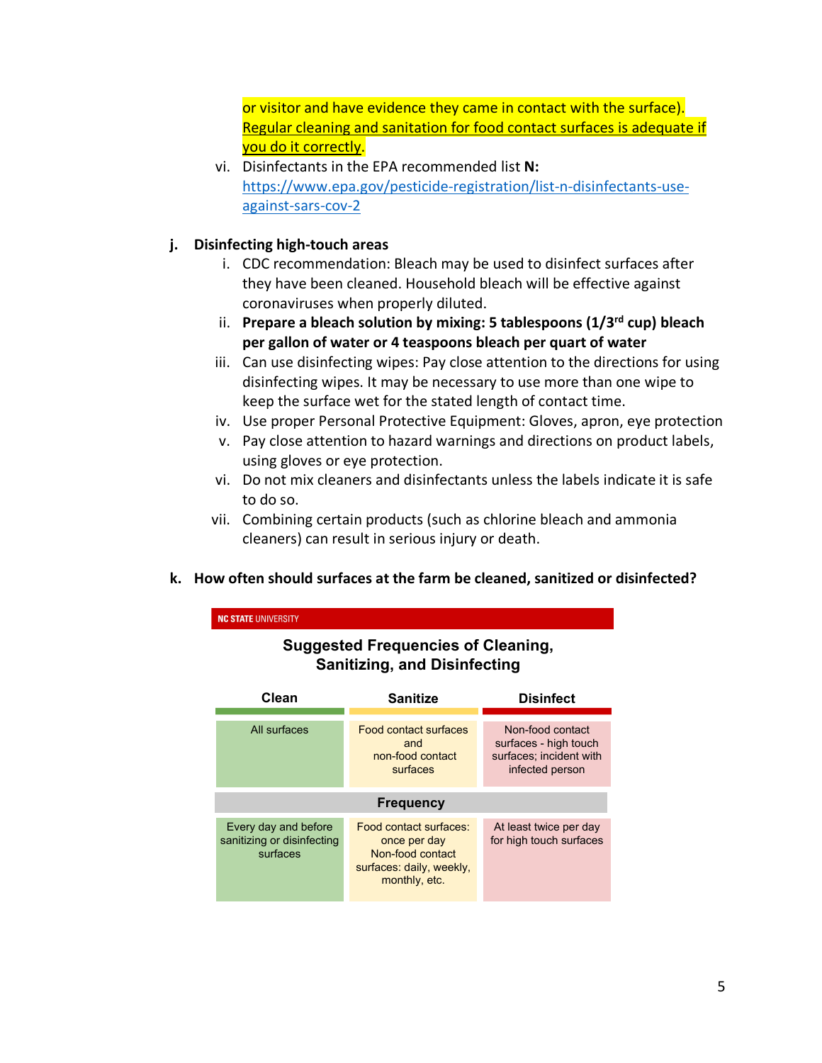or visitor and have evidence they came in contact with the surface). Regular cleaning and sanitation for food contact surfaces is adequate if you do it correctly.

vi. Disinfectants in the EPA recommended list **N:** https://www.epa.gov/pesticide-registration/list-n-disinfectants-use-against-sars-cov-2

**j. Disinfecting high-touch areas**

i. CDC recommendation: Bleach may be used to disinfect surfaces after they have been cleaned. Household bleach will be effective against coronaviruses when properly diluted.

ii. **Prepare a bleach solution by mixing: 5 tablespoons (1/3rd cup) bleach per gallon of water or 4 teaspoons bleach per quart of water**

iii. Can use disinfecting wipes: Pay close attention to the directions for using disinfecting wipes. It may be necessary to use more than one wipe to keep the surface wet for the stated length of contact time.

iv. Use proper Personal Protective Equipment: Gloves, apron, eye protection

v. Pay close attention to hazard warnings and directions on product labels, using gloves or eye protection.

vi. Do not mix cleaners and disinfectants unless the labels indicate it is safe to do so.

vii. Combining certain products (such as chlorine bleach and ammonia cleaners) can result in serious injury or death.

**k. How often should surfaces at the farm be cleaned, sanitized or disinfected?**

NC STATE UNIVERSITY

**Suggested Frequencies of Cleaning, Sanitizing, and Disinfecting**

| Clean | Sanitize | Disinfect |
|---|---|---|
| All surfaces | Food contact surfaces and non-food contact surfaces | Non-food contact surfaces - high touch surfaces; incident with infected person |
| **Frequency** | | |
| Every day and before sanitizing or disinfecting surfaces | Food contact surfaces: once per day Non-food contact surfaces: daily, weekly, monthly, etc. | At least twice per day for high touch surfaces |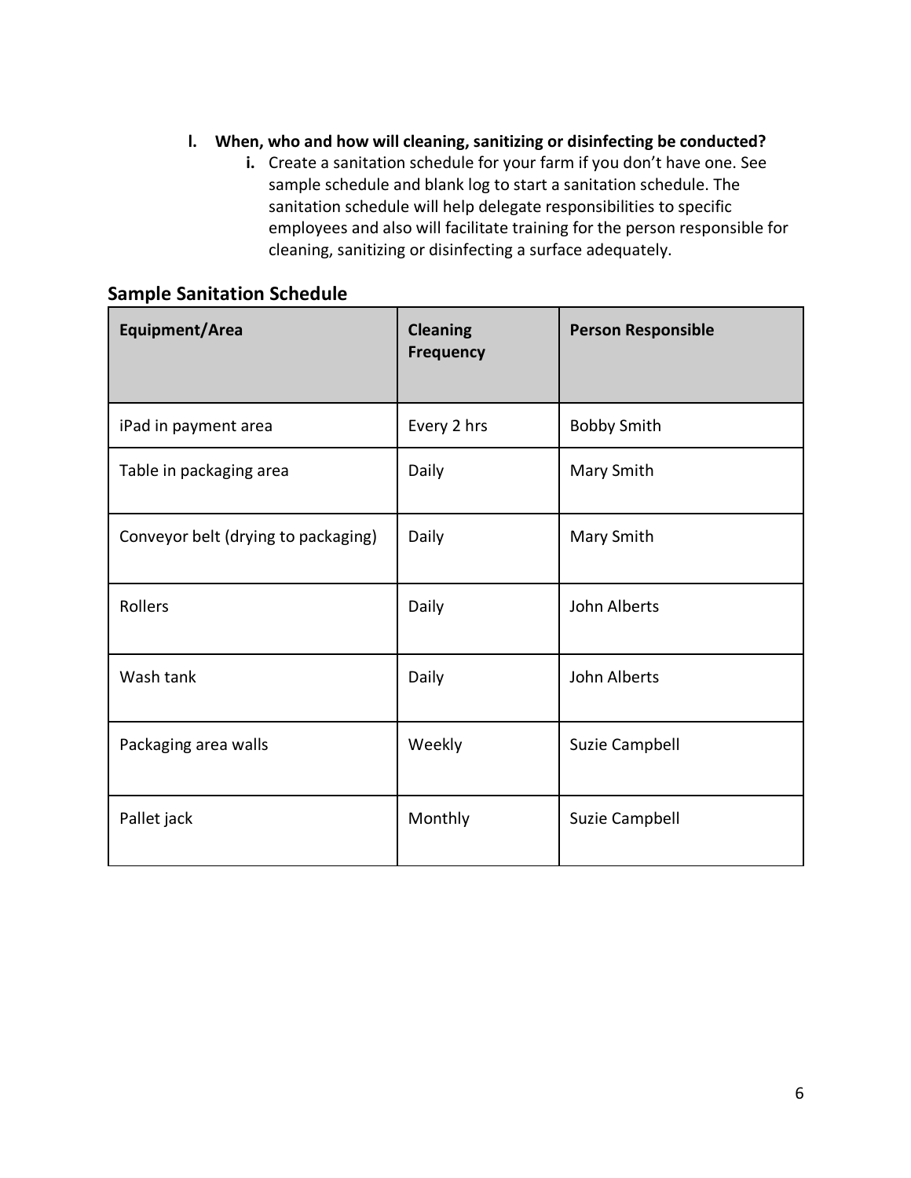l. **When, who and how will cleaning, sanitizing or disinfecting be conducted?**

   i. Create a sanitation schedule for your farm if you don't have one. See sample schedule and blank log to start a sanitation schedule. The sanitation schedule will help delegate responsibilities to specific employees and also will facilitate training for the person responsible for cleaning, sanitizing or disinfecting a surface adequately.

## Sample Sanitation Schedule

| Equipment/Area | Cleaning Frequency | Person Responsible |
|---|---|---|
| iPad in payment area | Every 2 hrs | Bobby Smith |
| Table in packaging area | Daily | Mary Smith |
| Conveyor belt (drying to packaging) | Daily | Mary Smith |
| Rollers | Daily | John Alberts |
| Wash tank | Daily | John Alberts |
| Packaging area walls | Weekly | Suzie Campbell |
| Pallet jack | Monthly | Suzie Campbell |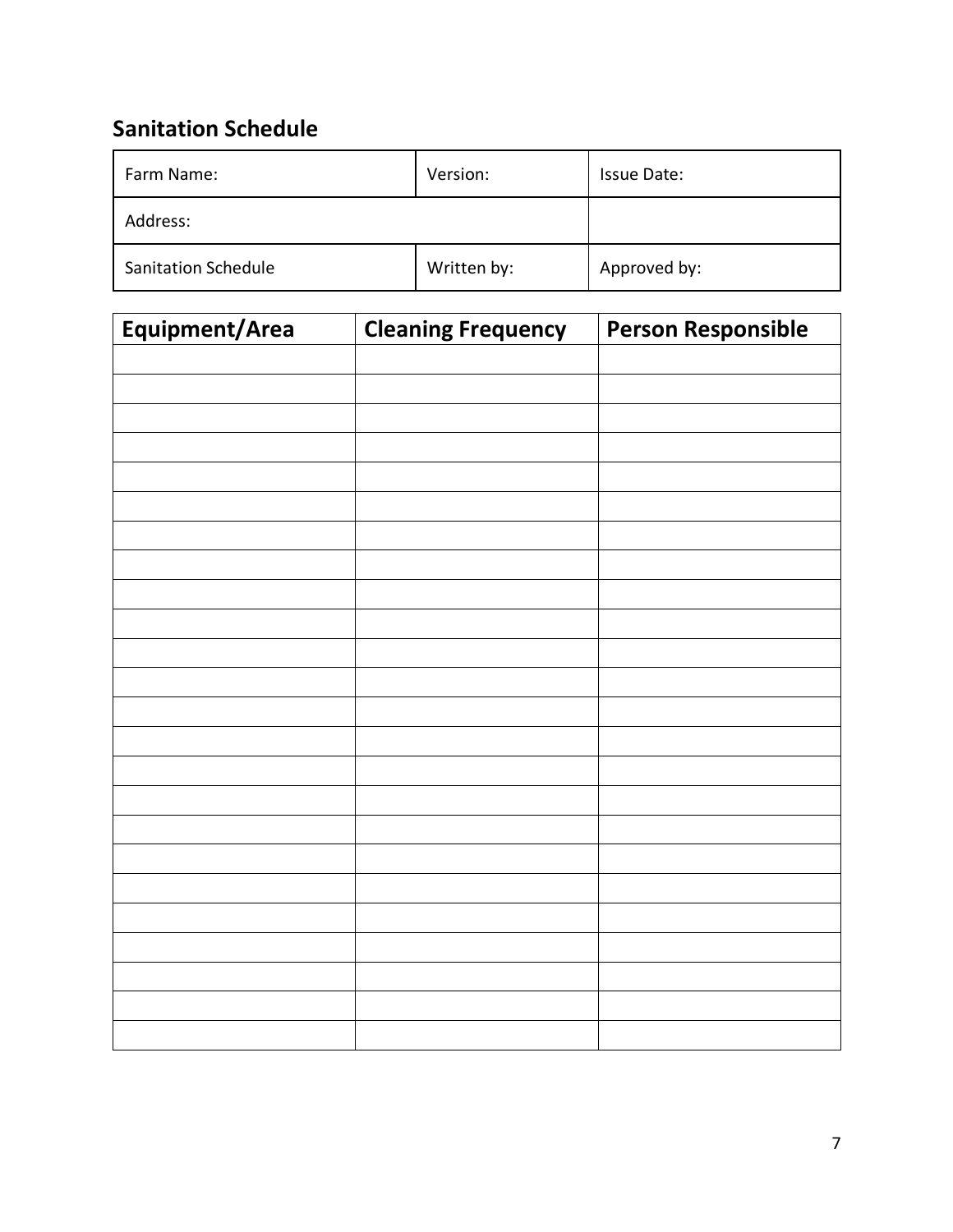## Sanitation Schedule

| | | |
|---|---|---|
| Farm Name: | Version: | Issue Date: |
| Address: | | |
| Sanitation Schedule | Written by: | Approved by: |

| Equipment/Area | Cleaning Frequency | Person Responsible |
|---|---|---|
| | | |
| | | |
| | | |
| | | |
| | | |
| | | |
| | | |
| | | |
| | | |
| | | |
| | | |
| | | |
| | | |
| | | |
| | | |
| | | |
| | | |
| | | |
| | | |
| | | |
| | | |
| | | |
| | | |
| | | |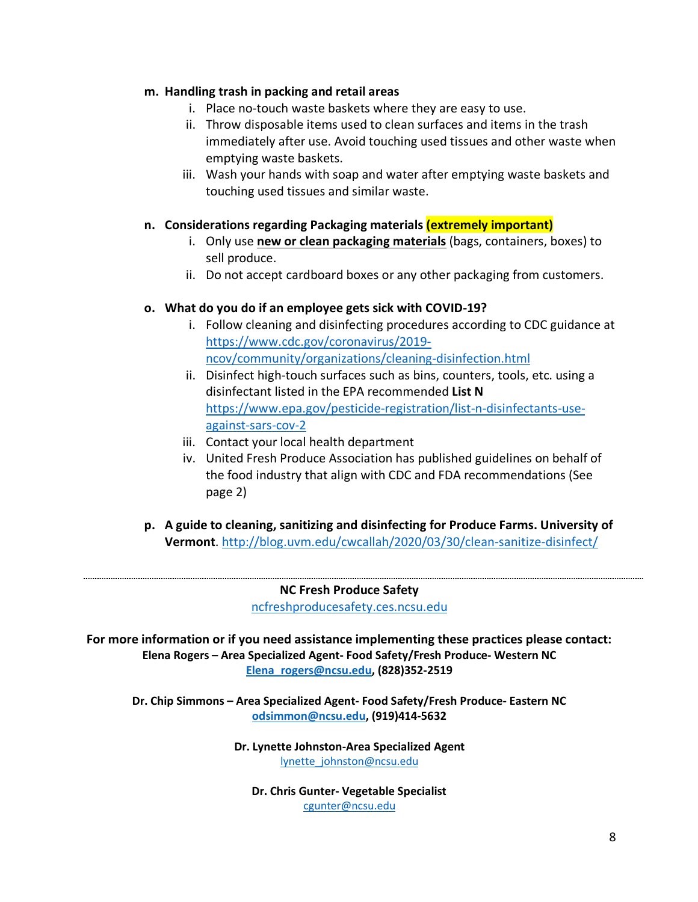**m. Handling trash in packing and retail areas**

i. Place no-touch waste baskets where they are easy to use.
ii. Throw disposable items used to clean surfaces and items in the trash immediately after use. Avoid touching used tissues and other waste when emptying waste baskets.
iii. Wash your hands with soap and water after emptying waste baskets and touching used tissues and similar waste.

**n. Considerations regarding Packaging materials (extremely important)**

i. Only use **new or clean packaging materials** (bags, containers, boxes) to sell produce.
ii. Do not accept cardboard boxes or any other packaging from customers.

**o. What do you do if an employee gets sick with COVID-19?**

i. Follow cleaning and disinfecting procedures according to CDC guidance at https://www.cdc.gov/coronavirus/2019-ncov/community/organizations/cleaning-disinfection.html
ii. Disinfect high-touch surfaces such as bins, counters, tools, etc. using a disinfectant listed in the EPA recommended **List N** https://www.epa.gov/pesticide-registration/list-n-disinfectants-use-against-sars-cov-2
iii. Contact your local health department
iv. United Fresh Produce Association has published guidelines on behalf of the food industry that align with CDC and FDA recommendations (See page 2)

**p. A guide to cleaning, sanitizing and disinfecting for Produce Farms. University of Vermont**. http://blog.uvm.edu/cwcallah/2020/03/30/clean-sanitize-disinfect/

---

**NC Fresh Produce Safety**
ncfreshproducesafety.ces.ncsu.edu

**For more information or if you need assistance implementing these practices please contact:**

**Elena Rogers – Area Specialized Agent- Food Safety/Fresh Produce- Western NC**
**Elena_rogers@ncsu.edu, (828)352-2519**

**Dr. Chip Simmons – Area Specialized Agent- Food Safety/Fresh Produce- Eastern NC**
**odsimmon@ncsu.edu, (919)414-5632**

**Dr. Lynette Johnston-Area Specialized Agent**
lynette_johnston@ncsu.edu

**Dr. Chris Gunter- Vegetable Specialist**
cgunter@ncsu.edu